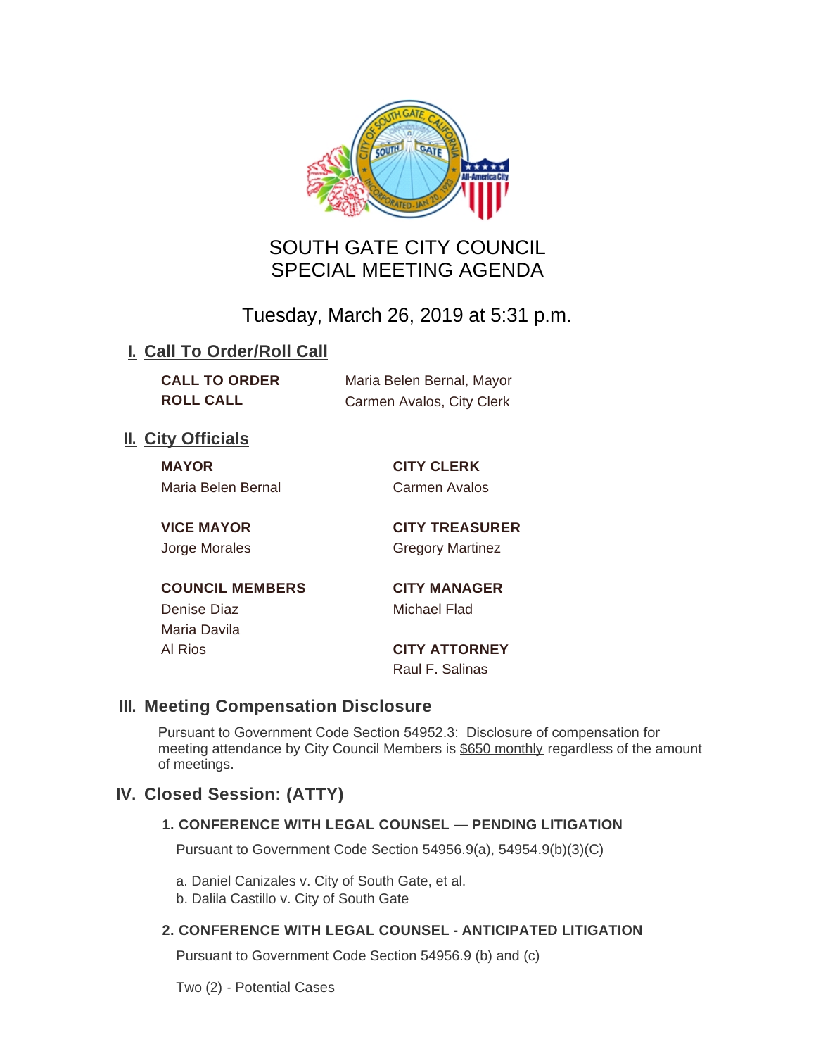# SOUTH GATE CITY COUNCIL
# SPECIAL MEETING AGENDA

Tuesday, March 26, 2019 at 5:31 p.m.

## I. Call To Order/Roll Call

**CALL TO ORDER** Maria Belen Bernal, Mayor

**ROLL CALL** Carmen Avalos, City Clerk

## II. City Officials

**MAYOR**
Maria Belen Bernal

**VICE MAYOR**
Jorge Morales

**COUNCIL MEMBERS**
Denise Diaz
Maria Davila
Al Rios

**CITY CLERK**
Carmen Avalos

**CITY TREASURER**
Gregory Martinez

**CITY MANAGER**
Michael Flad

**CITY ATTORNEY**
Raul F. Salinas

## III. Meeting Compensation Disclosure

Pursuant to Government Code Section 54952.3: Disclosure of compensation for meeting attendance by City Council Members is $650 monthly regardless of the amount of meetings.

## IV. Closed Session: (ATTY)

### 1. CONFERENCE WITH LEGAL COUNSEL — PENDING LITIGATION

Pursuant to Government Code Section 54956.9(a), 54954.9(b)(3)(C)

a. Daniel Canizales v. City of South Gate, et al.
b. Dalila Castillo v. City of South Gate

### 2. CONFERENCE WITH LEGAL COUNSEL - ANTICIPATED LITIGATION

Pursuant to Government Code Section 54956.9 (b) and (c)

Two (2) - Potential Cases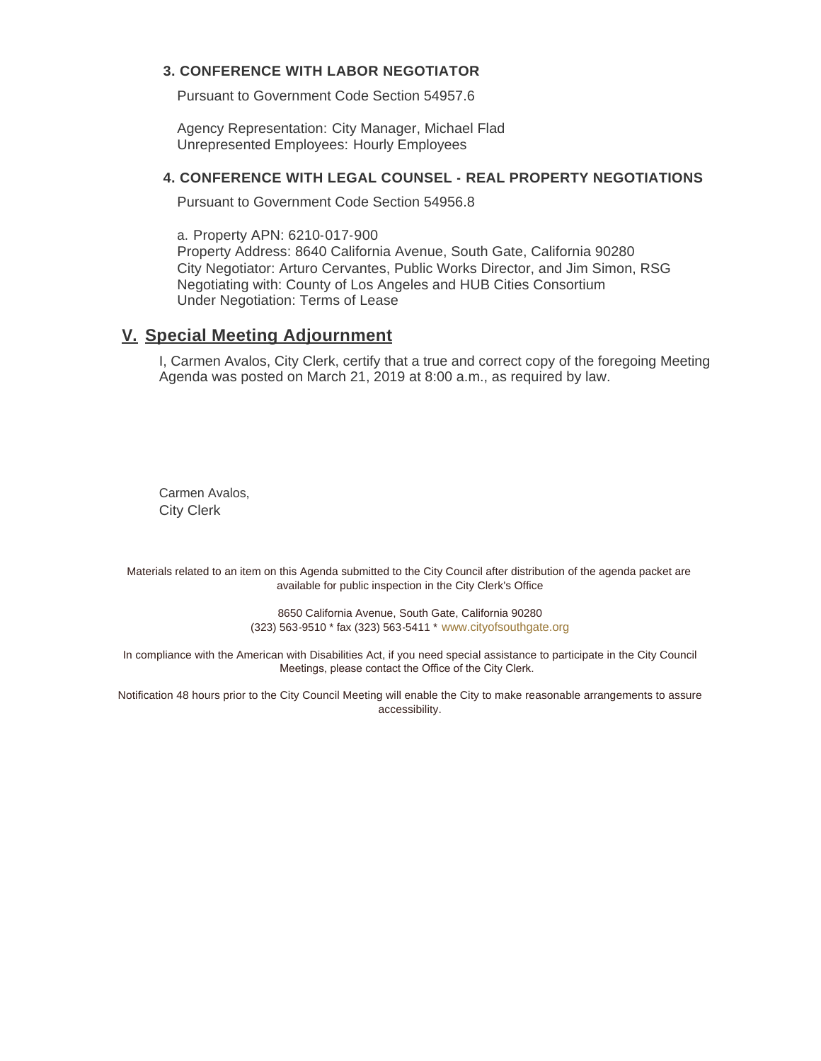### 3. CONFERENCE WITH LABOR NEGOTIATOR

Pursuant to Government Code Section 54957.6

Agency Representation: City Manager, Michael Flad
Unrepresented Employees: Hourly Employees

### 4. CONFERENCE WITH LEGAL COUNSEL - REAL PROPERTY NEGOTIATIONS

Pursuant to Government Code Section 54956.8

a. Property APN: 6210-017-900
Property Address: 8640 California Avenue, South Gate, California 90280
City Negotiator: Arturo Cervantes, Public Works Director, and Jim Simon, RSG
Negotiating with: County of Los Angeles and HUB Cities Consortium
Under Negotiation: Terms of Lease

## V. Special Meeting Adjournment

I, Carmen Avalos, City Clerk, certify that a true and correct copy of the foregoing Meeting Agenda was posted on March 21, 2019 at 8:00 a.m., as required by law.

Carmen Avalos,
City Clerk

Materials related to an item on this Agenda submitted to the City Council after distribution of the agenda packet are available for public inspection in the City Clerk's Office

8650 California Avenue, South Gate, California 90280
(323) 563-9510 * fax (323) 563-5411 * www.cityofsouthgate.org

In compliance with the American with Disabilities Act, if you need special assistance to participate in the City Council Meetings, please contact the Office of the City Clerk.

Notification 48 hours prior to the City Council Meeting will enable the City to make reasonable arrangements to assure accessibility.